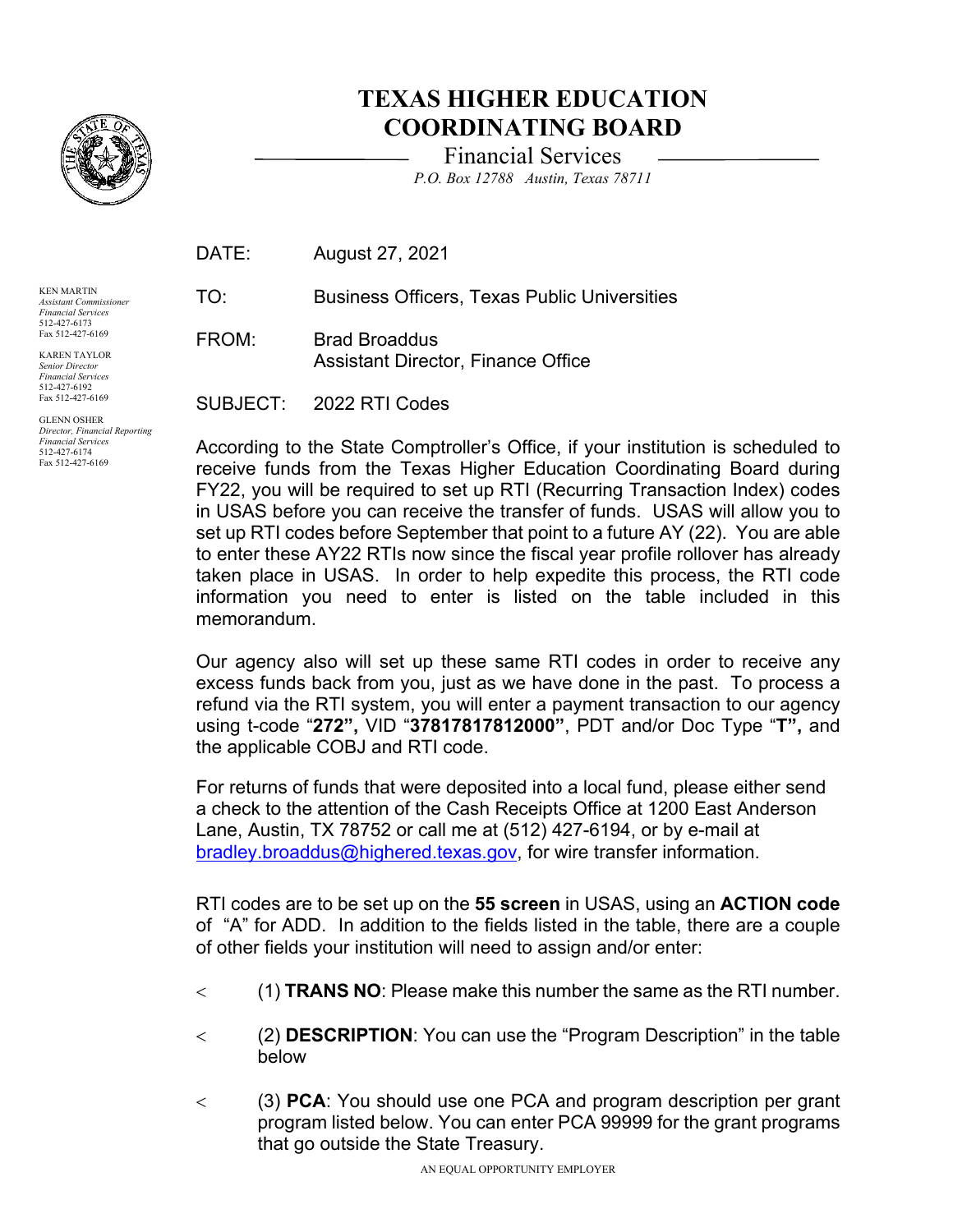# TEXAS HIGHER EDUCATION COORDINATING BOARD

Financial Services

*P.O. Box 12788 Austin, Texas 78711*

KEN MARTIN
*Assistant Commissioner*
*Financial Services*
512-427-6173
Fax 512-427-6169

KAREN TAYLOR
*Senior Director*
*Financial Services*
512-427-6192
Fax 512-427-6169

GLENN OSHER
*Director, Financial Reporting*
*Financial Services*
512-427-6174
Fax 512-427-6169

DATE: August 27, 2021

TO: Business Officers, Texas Public Universities

FROM: Brad Broaddus
Assistant Director, Finance Office

SUBJECT: 2022 RTI Codes

According to the State Comptroller's Office, if your institution is scheduled to receive funds from the Texas Higher Education Coordinating Board during FY22, you will be required to set up RTI (Recurring Transaction Index) codes in USAS before you can receive the transfer of funds. USAS will allow you to set up RTI codes before September that point to a future AY (22). You are able to enter these AY22 RTIs now since the fiscal year profile rollover has already taken place in USAS. In order to help expedite this process, the RTI code information you need to enter is listed on the table included in this memorandum.

Our agency also will set up these same RTI codes in order to receive any excess funds back from you, just as we have done in the past. To process a refund via the RTI system, you will enter a payment transaction to our agency using t-code "**272",** VID "**37817817812000"**, PDT and/or Doc Type "**T",** and the applicable COBJ and RTI code.

For returns of funds that were deposited into a local fund, please either send a check to the attention of the Cash Receipts Office at 1200 East Anderson Lane, Austin, TX 78752 or call me at (512) 427-6194, or by e-mail at bradley.broaddus@highered.texas.gov, for wire transfer information.

RTI codes are to be set up on the **55 screen** in USAS, using an **ACTION code** of "A" for ADD. In addition to the fields listed in the table, there are a couple of other fields your institution will need to assign and/or enter:

- (1) **TRANS NO**: Please make this number the same as the RTI number.
- (2) **DESCRIPTION**: You can use the "Program Description" in the table below
- (3) **PCA**: You should use one PCA and program description per grant program listed below. You can enter PCA 99999 for the grant programs that go outside the State Treasury.

AN EQUAL OPPORTUNITY EMPLOYER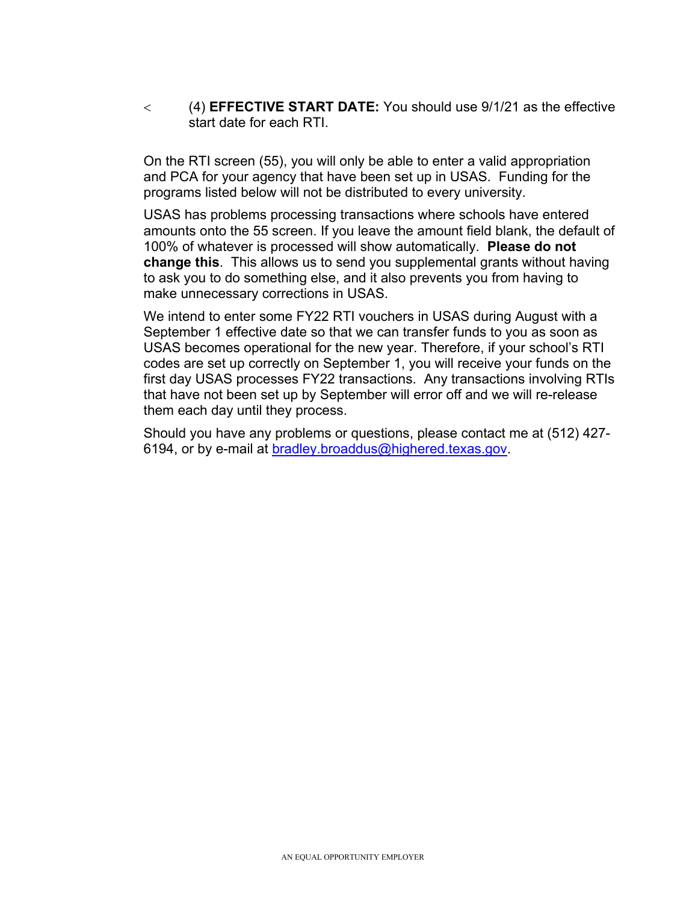- (4) **EFFECTIVE START DATE:** You should use 9/1/21 as the effective start date for each RTI.

On the RTI screen (55), you will only be able to enter a valid appropriation and PCA for your agency that have been set up in USAS. Funding for the programs listed below will not be distributed to every university.

USAS has problems processing transactions where schools have entered amounts onto the 55 screen. If you leave the amount field blank, the default of 100% of whatever is processed will show automatically. **Please do not change this**. This allows us to send you supplemental grants without having to ask you to do something else, and it also prevents you from having to make unnecessary corrections in USAS.

We intend to enter some FY22 RTI vouchers in USAS during August with a September 1 effective date so that we can transfer funds to you as soon as USAS becomes operational for the new year. Therefore, if your school's RTI codes are set up correctly on September 1, you will receive your funds on the first day USAS processes FY22 transactions. Any transactions involving RTIs that have not been set up by September will error off and we will re-release them each day until they process.

Should you have any problems or questions, please contact me at (512) 427-6194, or by e-mail at bradley.broaddus@highered.texas.gov.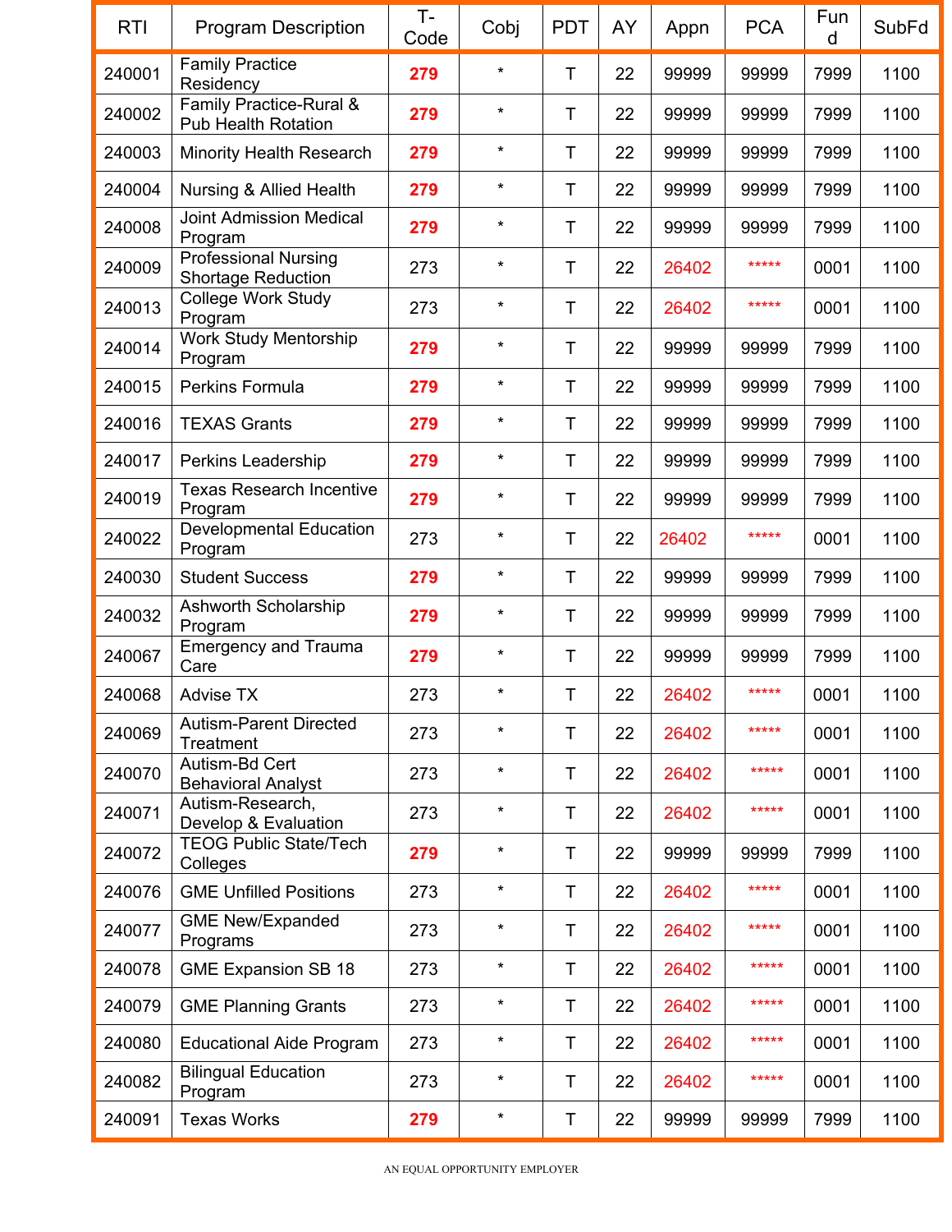| RTI | Program Description | T-Code | Cobj | PDT | AY | Appn | PCA | Fund | SubFd |
|---|---|---|---|---|---|---|---|---|---|
| 240001 | Family Practice Residency | 279 | * | T | 22 | 99999 | 99999 | 7999 | 1100 |
| 240002 | Family Practice-Rural & Pub Health Rotation | 279 | * | T | 22 | 99999 | 99999 | 7999 | 1100 |
| 240003 | Minority Health Research | 279 | * | T | 22 | 99999 | 99999 | 7999 | 1100 |
| 240004 | Nursing & Allied Health | 279 | * | T | 22 | 99999 | 99999 | 7999 | 1100 |
| 240008 | Joint Admission Medical Program | 279 | * | T | 22 | 99999 | 99999 | 7999 | 1100 |
| 240009 | Professional Nursing Shortage Reduction | 273 | * | T | 22 | 26402 | ***** | 0001 | 1100 |
| 240013 | College Work Study Program | 273 | * | T | 22 | 26402 | ***** | 0001 | 1100 |
| 240014 | Work Study Mentorship Program | 279 | * | T | 22 | 99999 | 99999 | 7999 | 1100 |
| 240015 | Perkins Formula | 279 | * | T | 22 | 99999 | 99999 | 7999 | 1100 |
| 240016 | TEXAS Grants | 279 | * | T | 22 | 99999 | 99999 | 7999 | 1100 |
| 240017 | Perkins Leadership | 279 | * | T | 22 | 99999 | 99999 | 7999 | 1100 |
| 240019 | Texas Research Incentive Program | 279 | * | T | 22 | 99999 | 99999 | 7999 | 1100 |
| 240022 | Developmental Education Program | 273 | * | T | 22 | 26402 | ***** | 0001 | 1100 |
| 240030 | Student Success | 279 | * | T | 22 | 99999 | 99999 | 7999 | 1100 |
| 240032 | Ashworth Scholarship Program | 279 | * | T | 22 | 99999 | 99999 | 7999 | 1100 |
| 240067 | Emergency and Trauma Care | 279 | * | T | 22 | 99999 | 99999 | 7999 | 1100 |
| 240068 | Advise TX | 273 | * | T | 22 | 26402 | ***** | 0001 | 1100 |
| 240069 | Autism-Parent Directed Treatment | 273 | * | T | 22 | 26402 | ***** | 0001 | 1100 |
| 240070 | Autism-Bd Cert Behavioral Analyst | 273 | * | T | 22 | 26402 | ***** | 0001 | 1100 |
| 240071 | Autism-Research, Develop & Evaluation | 273 | * | T | 22 | 26402 | ***** | 0001 | 1100 |
| 240072 | TEOG Public State/Tech Colleges | 279 | * | T | 22 | 99999 | 99999 | 7999 | 1100 |
| 240076 | GME Unfilled Positions | 273 | * | T | 22 | 26402 | ***** | 0001 | 1100 |
| 240077 | GME New/Expanded Programs | 273 | * | T | 22 | 26402 | ***** | 0001 | 1100 |
| 240078 | GME Expansion SB 18 | 273 | * | T | 22 | 26402 | ***** | 0001 | 1100 |
| 240079 | GME Planning Grants | 273 | * | T | 22 | 26402 | ***** | 0001 | 1100 |
| 240080 | Educational Aide Program | 273 | * | T | 22 | 26402 | ***** | 0001 | 1100 |
| 240082 | Bilingual Education Program | 273 | * | T | 22 | 26402 | ***** | 0001 | 1100 |
| 240091 | Texas Works | 279 | * | T | 22 | 99999 | 99999 | 7999 | 1100 |

AN EQUAL OPPORTUNITY EMPLOYER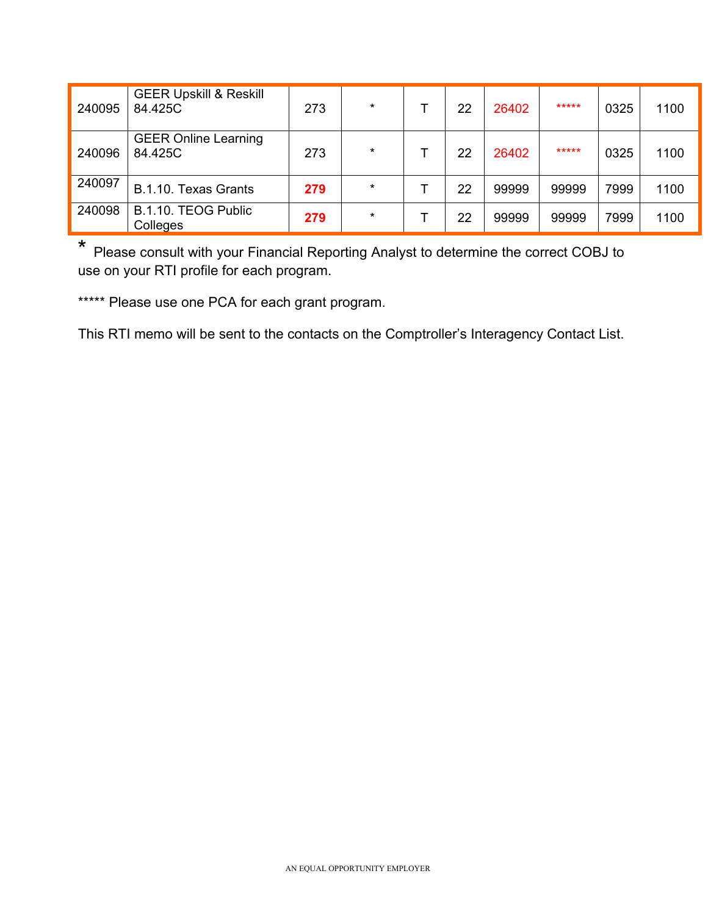| | | | | | | | | | |
|---|---|---|---|---|---|---|---|---|---|
| 240095 | GEER Upskill & Reskill 84.425C | 273 | * | T | 22 | 26402 | ***** | 0325 | 1100 |
| 240096 | GEER Online Learning 84.425C | 273 | * | T | 22 | 26402 | ***** | 0325 | 1100 |
| 240097 | B.1.10. Texas Grants | **279** | * | T | 22 | 99999 | 99999 | 7999 | 1100 |
| 240098 | B.1.10. TEOG Public Colleges | **279** | * | T | 22 | 99999 | 99999 | 7999 | 1100 |

* Please consult with your Financial Reporting Analyst to determine the correct COBJ to use on your RTI profile for each program.

***** Please use one PCA for each grant program.

This RTI memo will be sent to the contacts on the Comptroller's Interagency Contact List.

AN EQUAL OPPORTUNITY EMPLOYER